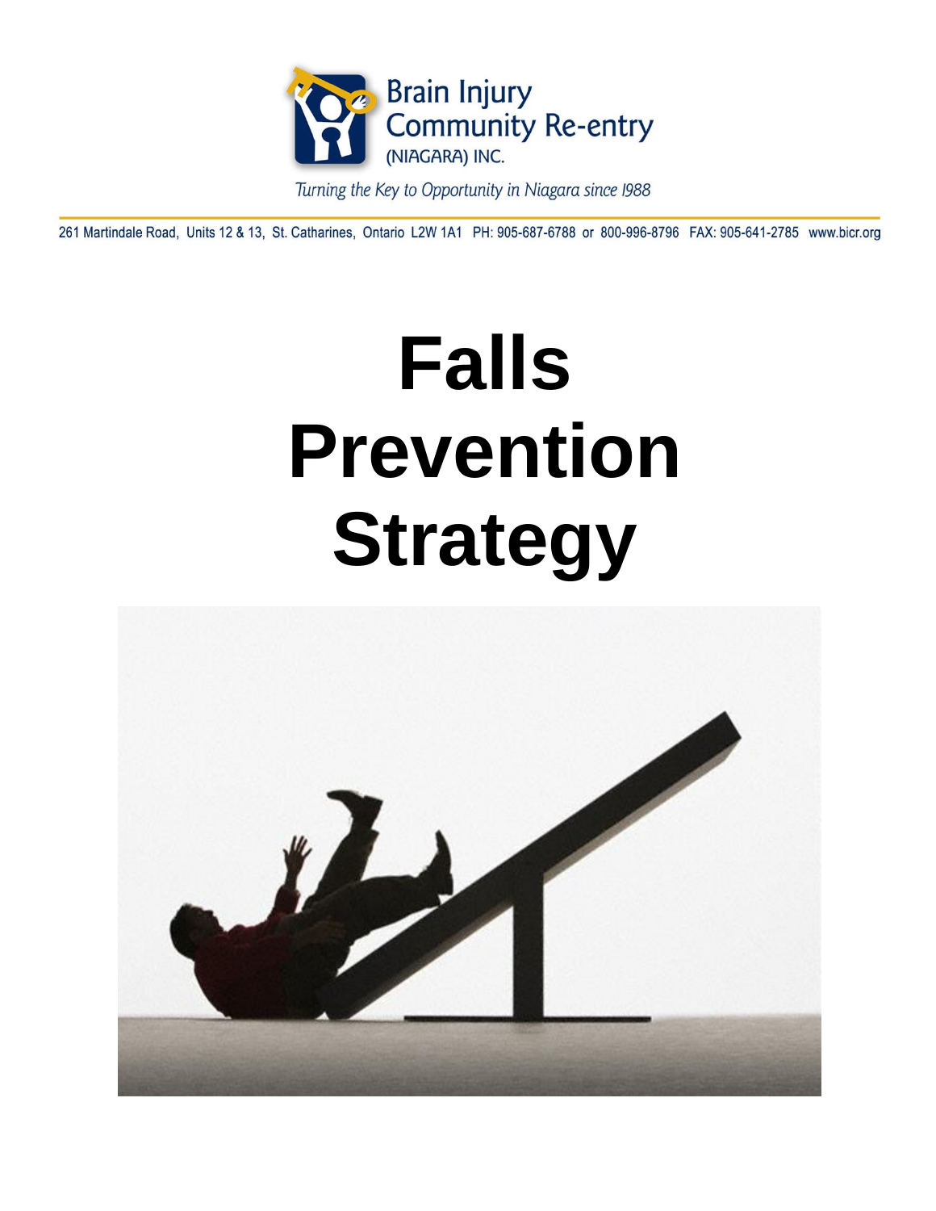Brain Injury Community Re-entry (NIAGARA) INC.

*Turning the Key to Opportunity in Niagara since 1988*

261 Martindale Road, Units 12 & 13, St. Catharines, Ontario L2W 1A1 PH: 905-687-6788 or 800-996-8796 FAX: 905-641-2785 www.bicr.org

# Falls Prevention Strategy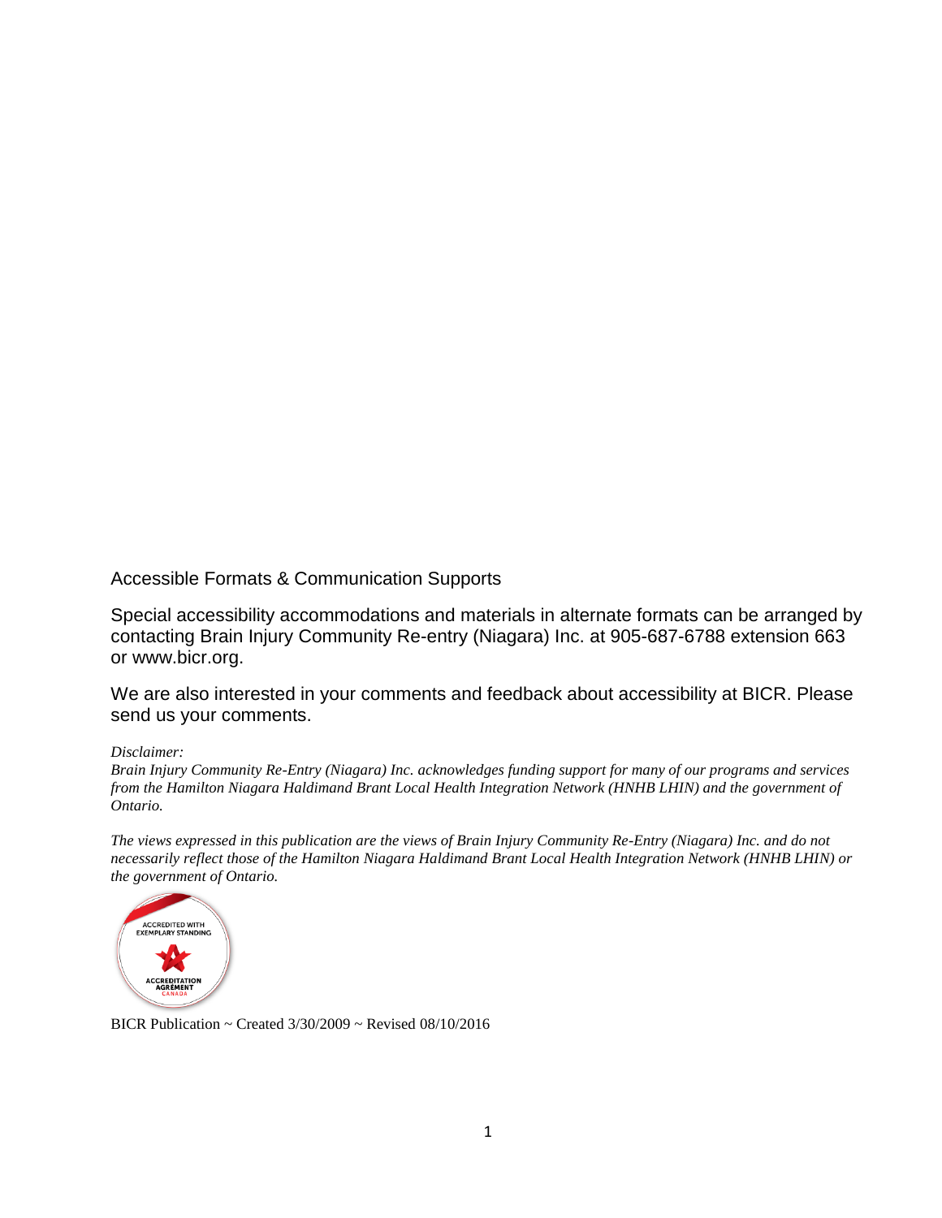Accessible Formats & Communication Supports

Special accessibility accommodations and materials in alternate formats can be arranged by contacting Brain Injury Community Re-entry (Niagara) Inc. at 905-687-6788 extension 663 or www.bicr.org.

We are also interested in your comments and feedback about accessibility at BICR. Please send us your comments.

*Disclaimer:*
*Brain Injury Community Re-Entry (Niagara) Inc. acknowledges funding support for many of our programs and services from the Hamilton Niagara Haldimand Brant Local Health Integration Network (HNHB LHIN) and the government of Ontario.*

*The views expressed in this publication are the views of Brain Injury Community Re-Entry (Niagara) Inc. and do not necessarily reflect those of the Hamilton Niagara Haldimand Brant Local Health Integration Network (HNHB LHIN) or the government of Ontario.*

ACCREDITED WITH EXEMPLARY STANDING
ACCREDITATION AGRÉMENT CANADA

BICR Publication ~ Created 3/30/2009 ~ Revised 08/10/2016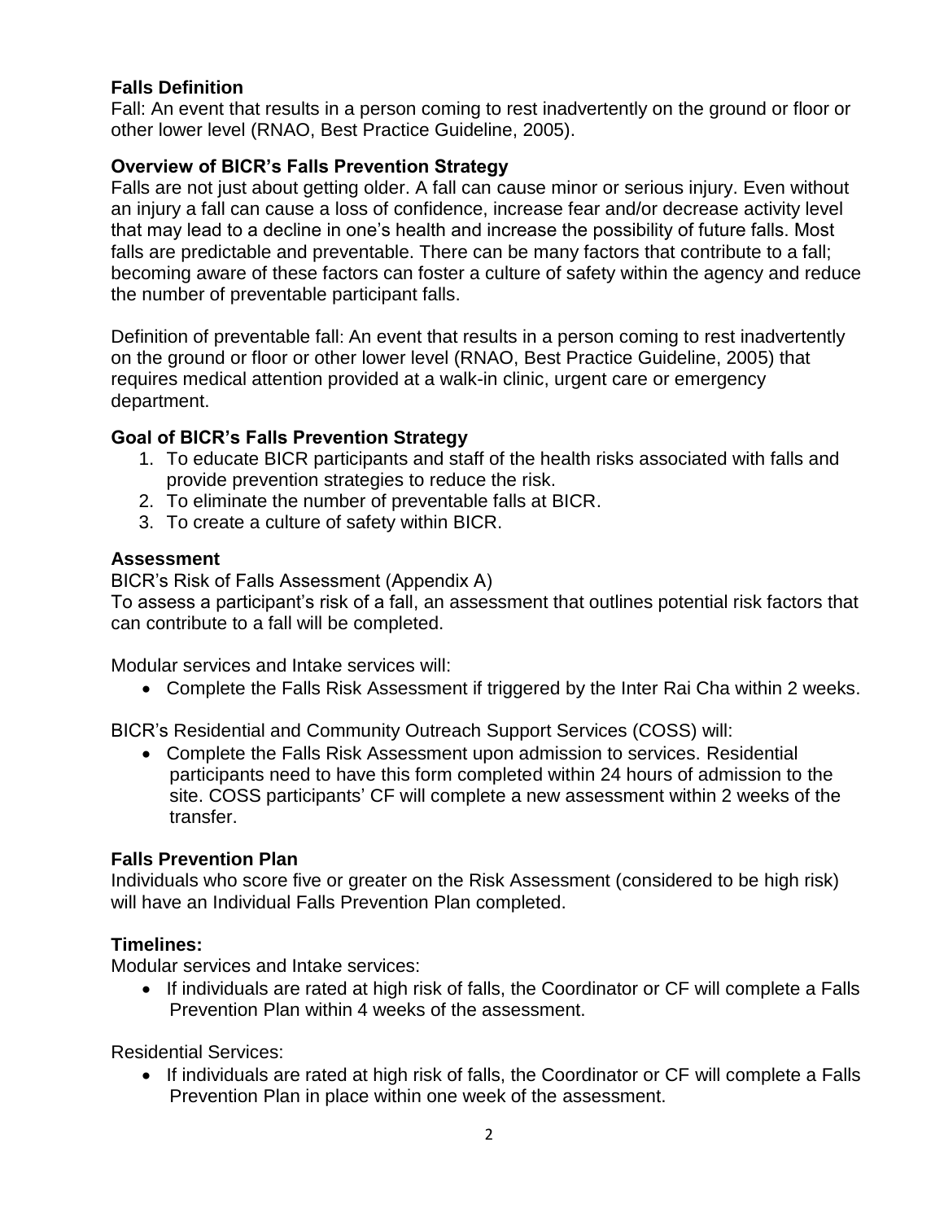**Falls Definition**

Fall: An event that results in a person coming to rest inadvertently on the ground or floor or other lower level (RNAO, Best Practice Guideline, 2005).

**Overview of BICR's Falls Prevention Strategy**

Falls are not just about getting older. A fall can cause minor or serious injury. Even without an injury a fall can cause a loss of confidence, increase fear and/or decrease activity level that may lead to a decline in one's health and increase the possibility of future falls. Most falls are predictable and preventable. There can be many factors that contribute to a fall; becoming aware of these factors can foster a culture of safety within the agency and reduce the number of preventable participant falls.

Definition of preventable fall: An event that results in a person coming to rest inadvertently on the ground or floor or other lower level (RNAO, Best Practice Guideline, 2005) that requires medical attention provided at a walk-in clinic, urgent care or emergency department.

**Goal of BICR's Falls Prevention Strategy**

1. To educate BICR participants and staff of the health risks associated with falls and provide prevention strategies to reduce the risk.
2. To eliminate the number of preventable falls at BICR.
3. To create a culture of safety within BICR.

**Assessment**

BICR's Risk of Falls Assessment (Appendix A)

To assess a participant's risk of a fall, an assessment that outlines potential risk factors that can contribute to a fall will be completed.

Modular services and Intake services will:

- Complete the Falls Risk Assessment if triggered by the Inter Rai Cha within 2 weeks.

BICR's Residential and Community Outreach Support Services (COSS) will:

- Complete the Falls Risk Assessment upon admission to services. Residential participants need to have this form completed within 24 hours of admission to the site. COSS participants' CF will complete a new assessment within 2 weeks of the transfer.

**Falls Prevention Plan**

Individuals who score five or greater on the Risk Assessment (considered to be high risk) will have an Individual Falls Prevention Plan completed.

**Timelines:**

Modular services and Intake services:

- If individuals are rated at high risk of falls, the Coordinator or CF will complete a Falls Prevention Plan within 4 weeks of the assessment.

Residential Services:

- If individuals are rated at high risk of falls, the Coordinator or CF will complete a Falls Prevention Plan in place within one week of the assessment.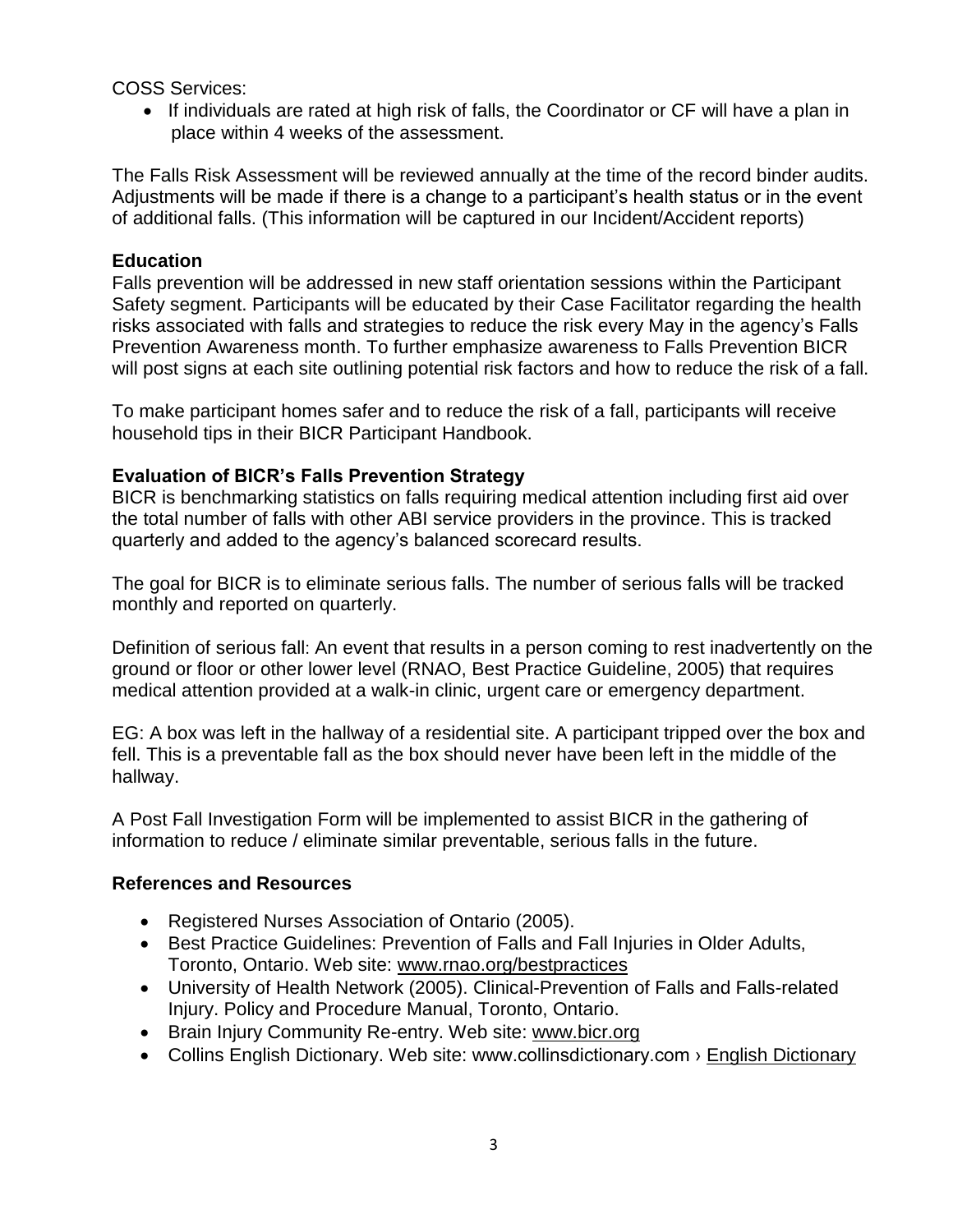COSS Services:

- If individuals are rated at high risk of falls, the Coordinator or CF will have a plan in place within 4 weeks of the assessment.

The Falls Risk Assessment will be reviewed annually at the time of the record binder audits. Adjustments will be made if there is a change to a participant's health status or in the event of additional falls. (This information will be captured in our Incident/Accident reports)

### Education

Falls prevention will be addressed in new staff orientation sessions within the Participant Safety segment. Participants will be educated by their Case Facilitator regarding the health risks associated with falls and strategies to reduce the risk every May in the agency's Falls Prevention Awareness month. To further emphasize awareness to Falls Prevention BICR will post signs at each site outlining potential risk factors and how to reduce the risk of a fall.

To make participant homes safer and to reduce the risk of a fall, participants will receive household tips in their BICR Participant Handbook.

### Evaluation of BICR's Falls Prevention Strategy

BICR is benchmarking statistics on falls requiring medical attention including first aid over the total number of falls with other ABI service providers in the province. This is tracked quarterly and added to the agency's balanced scorecard results.

The goal for BICR is to eliminate serious falls. The number of serious falls will be tracked monthly and reported on quarterly.

Definition of serious fall: An event that results in a person coming to rest inadvertently on the ground or floor or other lower level (RNAO, Best Practice Guideline, 2005) that requires medical attention provided at a walk-in clinic, urgent care or emergency department.

EG: A box was left in the hallway of a residential site. A participant tripped over the box and fell. This is a preventable fall as the box should never have been left in the middle of the hallway.

A Post Fall Investigation Form will be implemented to assist BICR in the gathering of information to reduce / eliminate similar preventable, serious falls in the future.

### References and Resources

- Registered Nurses Association of Ontario (2005).
- Best Practice Guidelines: Prevention of Falls and Fall Injuries in Older Adults, Toronto, Ontario. Web site: www.rnao.org/bestpractices
- University of Health Network (2005). Clinical-Prevention of Falls and Falls-related Injury. Policy and Procedure Manual, Toronto, Ontario.
- Brain Injury Community Re-entry. Web site: www.bicr.org
- Collins English Dictionary. Web site: www.collinsdictionary.com › English Dictionary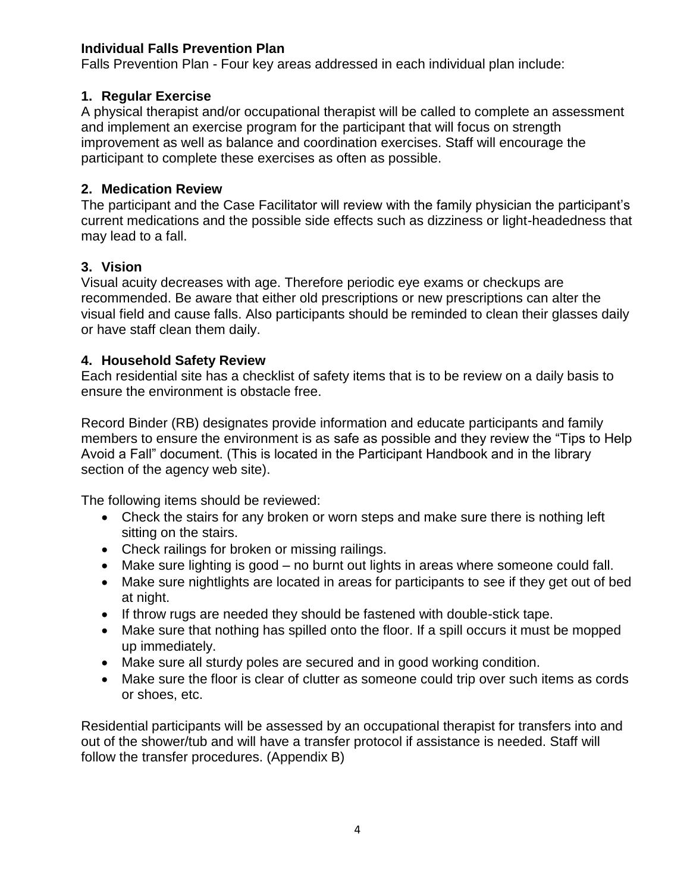**Individual Falls Prevention Plan**

Falls Prevention Plan - Four key areas addressed in each individual plan include:

**1. Regular Exercise**

A physical therapist and/or occupational therapist will be called to complete an assessment and implement an exercise program for the participant that will focus on strength improvement as well as balance and coordination exercises. Staff will encourage the participant to complete these exercises as often as possible.

**2. Medication Review**

The participant and the Case Facilitator will review with the family physician the participant's current medications and the possible side effects such as dizziness or light-headedness that may lead to a fall.

**3. Vision**

Visual acuity decreases with age. Therefore periodic eye exams or checkups are recommended. Be aware that either old prescriptions or new prescriptions can alter the visual field and cause falls. Also participants should be reminded to clean their glasses daily or have staff clean them daily.

**4. Household Safety Review**

Each residential site has a checklist of safety items that is to be review on a daily basis to ensure the environment is obstacle free.

Record Binder (RB) designates provide information and educate participants and family members to ensure the environment is as safe as possible and they review the "Tips to Help Avoid a Fall" document. (This is located in the Participant Handbook and in the library section of the agency web site).

The following items should be reviewed:

- Check the stairs for any broken or worn steps and make sure there is nothing left sitting on the stairs.
- Check railings for broken or missing railings.
- Make sure lighting is good – no burnt out lights in areas where someone could fall.
- Make sure nightlights are located in areas for participants to see if they get out of bed at night.
- If throw rugs are needed they should be fastened with double-stick tape.
- Make sure that nothing has spilled onto the floor. If a spill occurs it must be mopped up immediately.
- Make sure all sturdy poles are secured and in good working condition.
- Make sure the floor is clear of clutter as someone could trip over such items as cords or shoes, etc.

Residential participants will be assessed by an occupational therapist for transfers into and out of the shower/tub and will have a transfer protocol if assistance is needed. Staff will follow the transfer procedures. (Appendix B)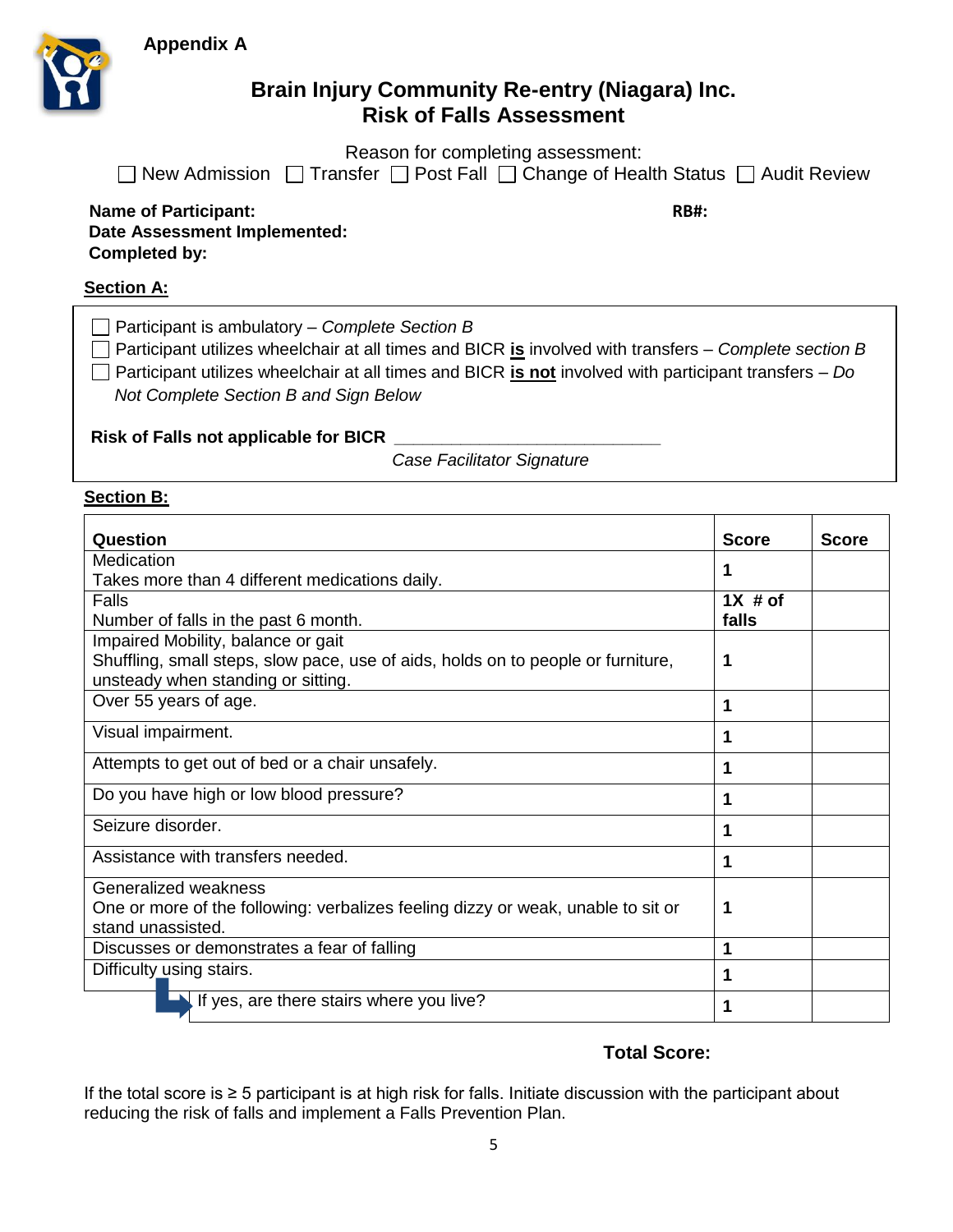**Appendix A**

# Brain Injury Community Re-entry (Niagara) Inc.
## Risk of Falls Assessment

Reason for completing assessment:

☐ New Admission ☐ Transfer ☐ Post Fall ☐ Change of Health Status ☐ Audit Review

**Name of Participant:** **RB#:**

**Date Assessment Implemented:**

**Completed by:**

**Section A:**

☐ Participant is ambulatory – *Complete Section B*

☐ Participant utilizes wheelchair at all times and BICR **is** involved with transfers – *Complete section B*

☐ Participant utilizes wheelchair at all times and BICR **is not** involved with participant transfers – *Do Not Complete Section B and Sign Below*

**Risk of Falls not applicable for BICR** ___________________________

*Case Facilitator Signature*

**Section B:**

| Question | Score | Score |
|---|---|---|
| Medication<br>Takes more than 4 different medications daily. | **1** | |
| Falls<br>Number of falls in the past 6 month. | **1X # of falls** | |
| Impaired Mobility, balance or gait<br>Shuffling, small steps, slow pace, use of aids, holds on to people or furniture, unsteady when standing or sitting. | **1** | |
| Over 55 years of age. | **1** | |
| Visual impairment. | **1** | |
| Attempts to get out of bed or a chair unsafely. | **1** | |
| Do you have high or low blood pressure? | **1** | |
| Seizure disorder. | **1** | |
| Assistance with transfers needed. | **1** | |
| Generalized weakness<br>One or more of the following: verbalizes feeling dizzy or weak, unable to sit or stand unassisted. | **1** | |
| Discusses or demonstrates a fear of falling | **1** | |
| Difficulty using stairs. | **1** | |
| ↳ If yes, are there stairs where you live? | **1** | |

**Total Score:**

If the total score is ≥ 5 participant is at high risk for falls. Initiate discussion with the participant about reducing the risk of falls and implement a Falls Prevention Plan.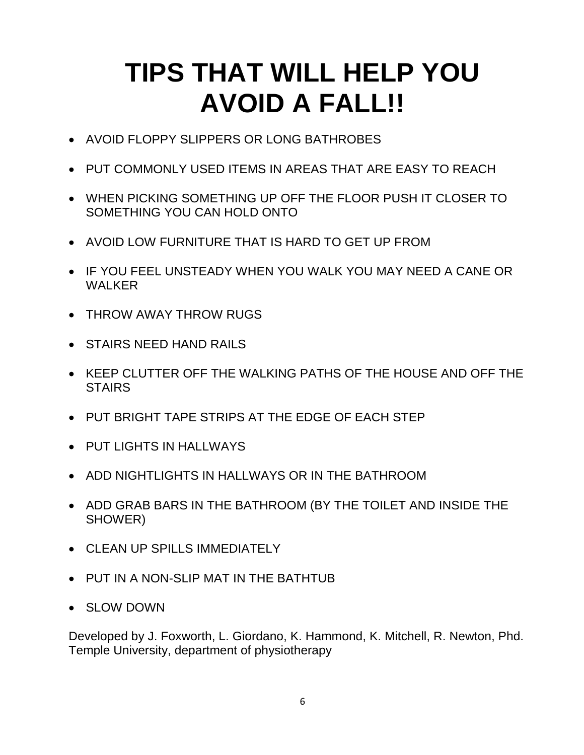# TIPS THAT WILL HELP YOU AVOID A FALL!!

- AVOID FLOPPY SLIPPERS OR LONG BATHROBES
- PUT COMMONLY USED ITEMS IN AREAS THAT ARE EASY TO REACH
- WHEN PICKING SOMETHING UP OFF THE FLOOR PUSH IT CLOSER TO SOMETHING YOU CAN HOLD ONTO
- AVOID LOW FURNITURE THAT IS HARD TO GET UP FROM
- IF YOU FEEL UNSTEADY WHEN YOU WALK YOU MAY NEED A CANE OR WALKER
- THROW AWAY THROW RUGS
- STAIRS NEED HAND RAILS
- KEEP CLUTTER OFF THE WALKING PATHS OF THE HOUSE AND OFF THE STAIRS
- PUT BRIGHT TAPE STRIPS AT THE EDGE OF EACH STEP
- PUT LIGHTS IN HALLWAYS
- ADD NIGHTLIGHTS IN HALLWAYS OR IN THE BATHROOM
- ADD GRAB BARS IN THE BATHROOM (BY THE TOILET AND INSIDE THE SHOWER)
- CLEAN UP SPILLS IMMEDIATELY
- PUT IN A NON-SLIP MAT IN THE BATHTUB
- SLOW DOWN

Developed by J. Foxworth, L. Giordano, K. Hammond, K. Mitchell, R. Newton, Phd. Temple University, department of physiotherapy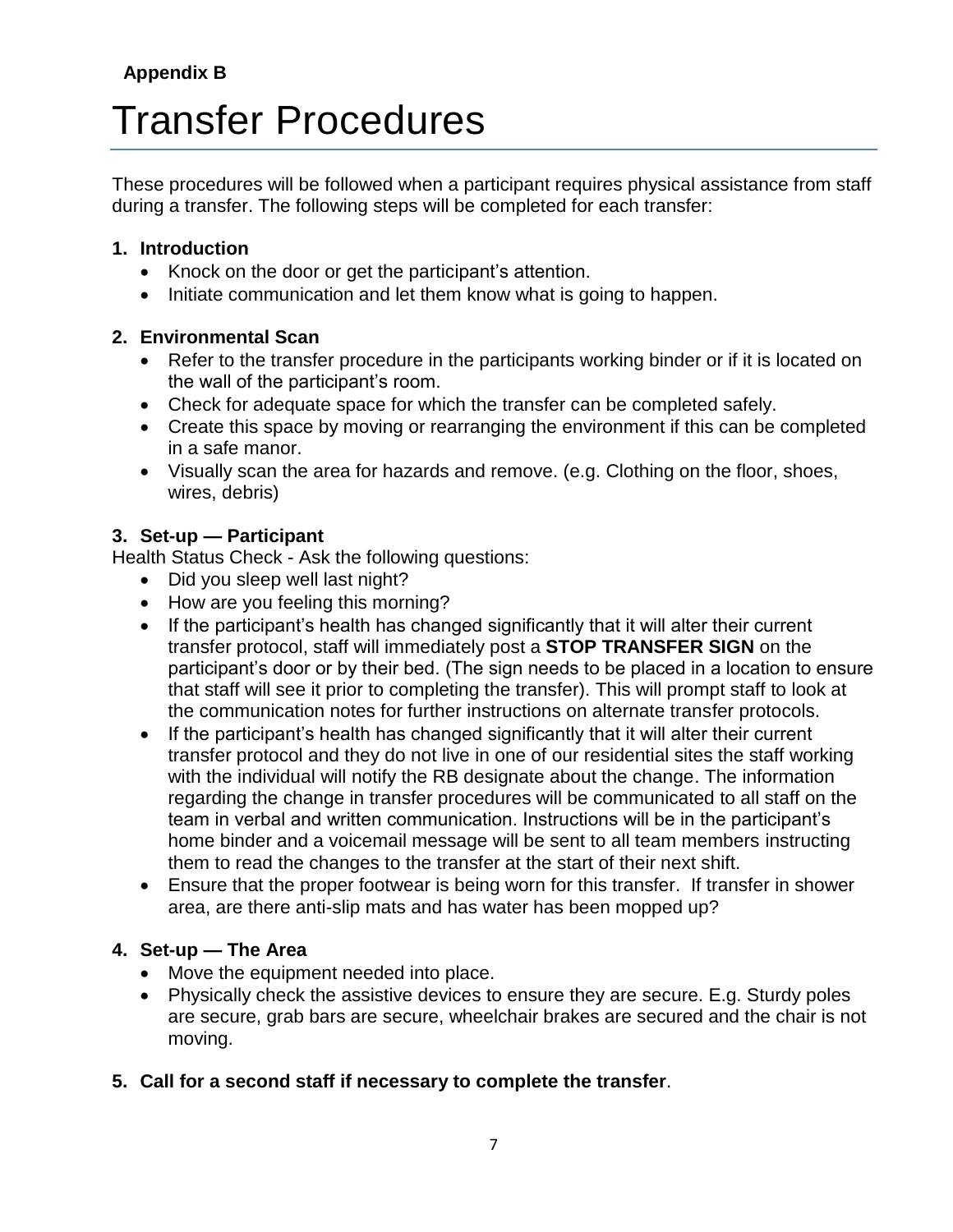**Appendix B**

# Transfer Procedures

These procedures will be followed when a participant requires physical assistance from staff during a transfer. The following steps will be completed for each transfer:

**1. Introduction**

- Knock on the door or get the participant's attention.
- Initiate communication and let them know what is going to happen.

**2. Environmental Scan**

- Refer to the transfer procedure in the participants working binder or if it is located on the wall of the participant's room.
- Check for adequate space for which the transfer can be completed safely.
- Create this space by moving or rearranging the environment if this can be completed in a safe manor.
- Visually scan the area for hazards and remove. (e.g. Clothing on the floor, shoes, wires, debris)

**3. Set-up — Participant**

Health Status Check - Ask the following questions:

- Did you sleep well last night?
- How are you feeling this morning?
- If the participant's health has changed significantly that it will alter their current transfer protocol, staff will immediately post a **STOP TRANSFER SIGN** on the participant's door or by their bed. (The sign needs to be placed in a location to ensure that staff will see it prior to completing the transfer). This will prompt staff to look at the communication notes for further instructions on alternate transfer protocols.
- If the participant's health has changed significantly that it will alter their current transfer protocol and they do not live in one of our residential sites the staff working with the individual will notify the RB designate about the change. The information regarding the change in transfer procedures will be communicated to all staff on the team in verbal and written communication. Instructions will be in the participant's home binder and a voicemail message will be sent to all team members instructing them to read the changes to the transfer at the start of their next shift.
- Ensure that the proper footwear is being worn for this transfer. If transfer in shower area, are there anti-slip mats and has water has been mopped up?

**4. Set-up — The Area**

- Move the equipment needed into place.
- Physically check the assistive devices to ensure they are secure. E.g. Sturdy poles are secure, grab bars are secure, wheelchair brakes are secured and the chair is not moving.

**5. Call for a second staff if necessary to complete the transfer**.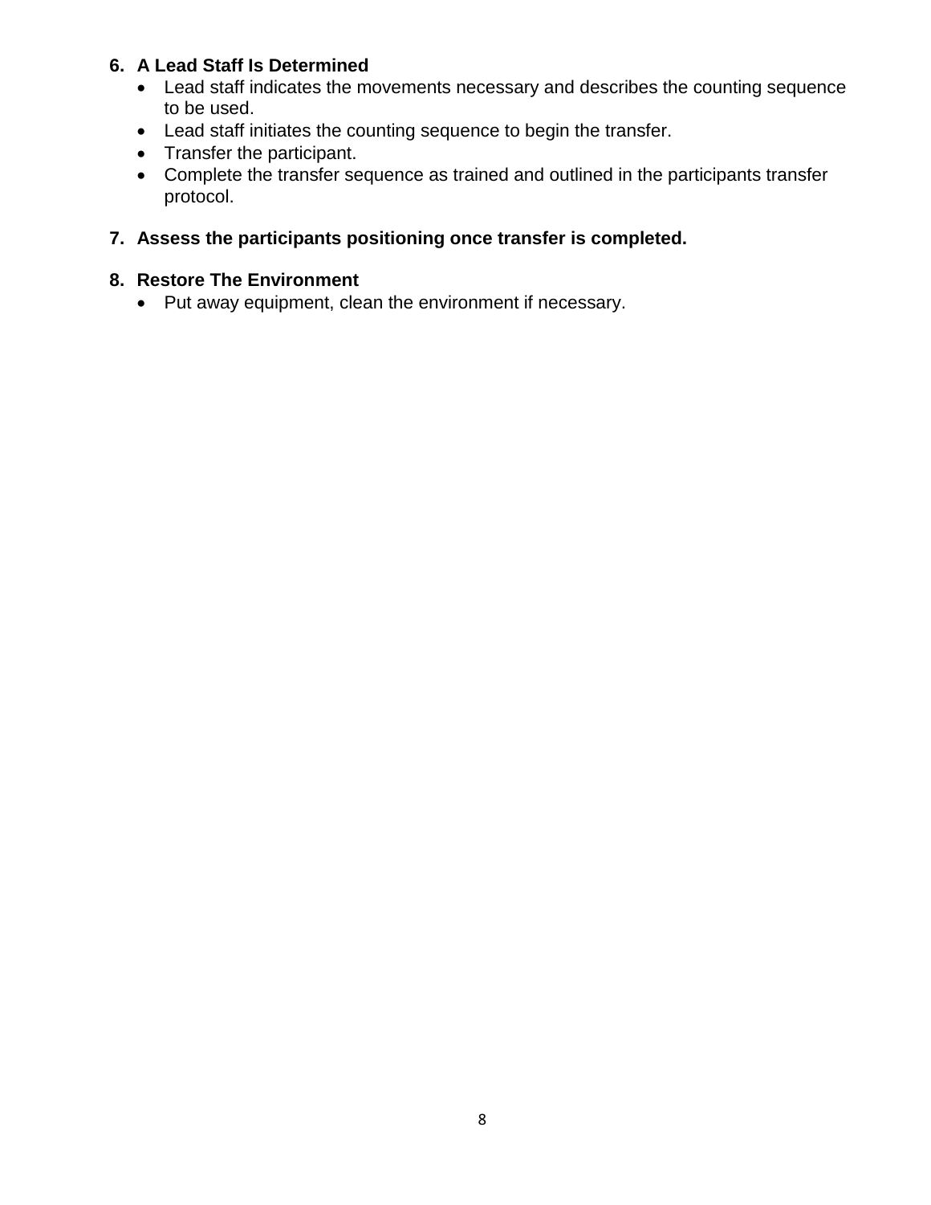6. **A Lead Staff Is Determined**
   - Lead staff indicates the movements necessary and describes the counting sequence to be used.
   - Lead staff initiates the counting sequence to begin the transfer.
   - Transfer the participant.
   - Complete the transfer sequence as trained and outlined in the participants transfer protocol.

7. **Assess the participants positioning once transfer is completed.**

8. **Restore The Environment**
   - Put away equipment, clean the environment if necessary.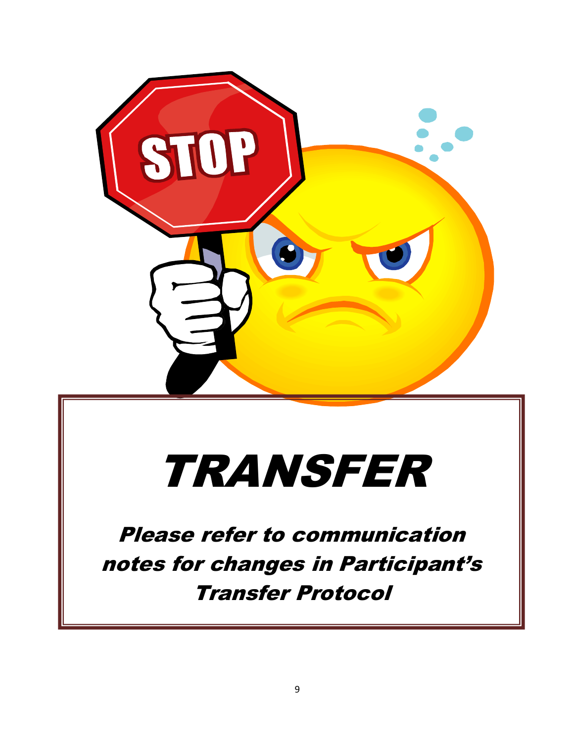# TRANSFER

***Please refer to communication notes for changes in Participant's Transfer Protocol***